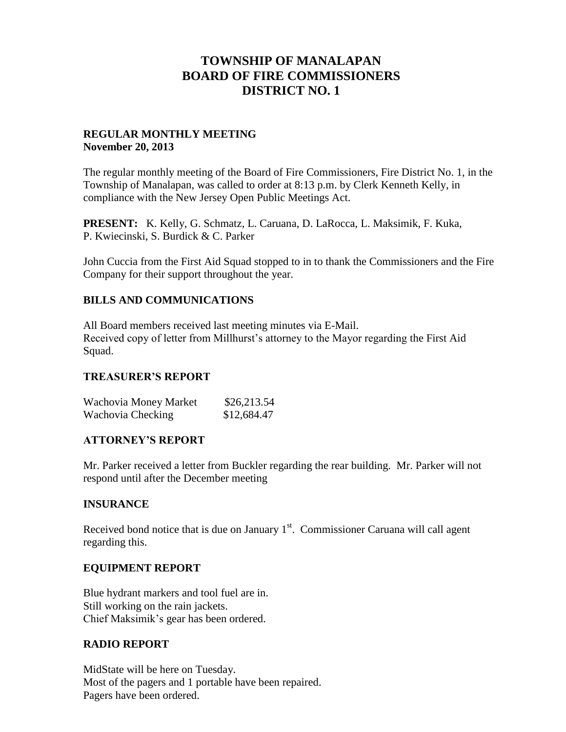# TOWNSHIP OF MANALAPAN
# BOARD OF FIRE COMMISSIONERS
# DISTRICT NO. 1

**REGULAR MONTHLY MEETING**
**November 20, 2013**

The regular monthly meeting of the Board of Fire Commissioners, Fire District No. 1, in the Township of Manalapan, was called to order at 8:13 p.m. by Clerk Kenneth Kelly, in compliance with the New Jersey Open Public Meetings Act.

**PRESENT:** K. Kelly, G. Schmatz, L. Caruana, D. LaRocca, L. Maksimik, F. Kuka, P. Kwiecinski, S. Burdick & C. Parker

John Cuccia from the First Aid Squad stopped to in to thank the Commissioners and the Fire Company for their support throughout the year.

## BILLS AND COMMUNICATIONS

All Board members received last meeting minutes via E-Mail.
Received copy of letter from Millhurst's attorney to the Mayor regarding the First Aid Squad.

## TREASURER'S REPORT

| | |
|---|---|
| Wachovia Money Market | \$26,213.54 |
| Wachovia Checking | \$12,684.47 |

## ATTORNEY'S REPORT

Mr. Parker received a letter from Buckler regarding the rear building. Mr. Parker will not respond until after the December meeting

## INSURANCE

Received bond notice that is due on January 1st. Commissioner Caruana will call agent regarding this.

## EQUIPMENT REPORT

Blue hydrant markers and tool fuel are in.
Still working on the rain jackets.
Chief Maksimik's gear has been ordered.

## RADIO REPORT

MidState will be here on Tuesday.
Most of the pagers and 1 portable have been repaired.
Pagers have been ordered.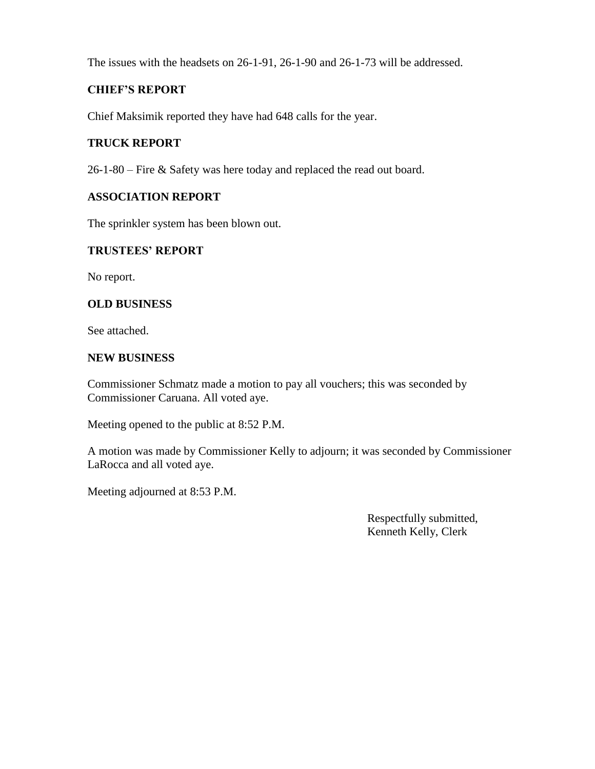The issues with the headsets on 26-1-91, 26-1-90 and 26-1-73 will be addressed.

**CHIEF'S REPORT**

Chief Maksimik reported they have had 648 calls for the year.

**TRUCK REPORT**

26-1-80 – Fire & Safety was here today and replaced the read out board.

**ASSOCIATION REPORT**

The sprinkler system has been blown out.

**TRUSTEES' REPORT**

No report.

**OLD BUSINESS**

See attached.

**NEW BUSINESS**

Commissioner Schmatz made a motion to pay all vouchers; this was seconded by Commissioner Caruana. All voted aye.

Meeting opened to the public at 8:52 P.M.

A motion was made by Commissioner Kelly to adjourn; it was seconded by Commissioner LaRocca and all voted aye.

Meeting adjourned at 8:53 P.M.

Respectfully submitted,
Kenneth Kelly, Clerk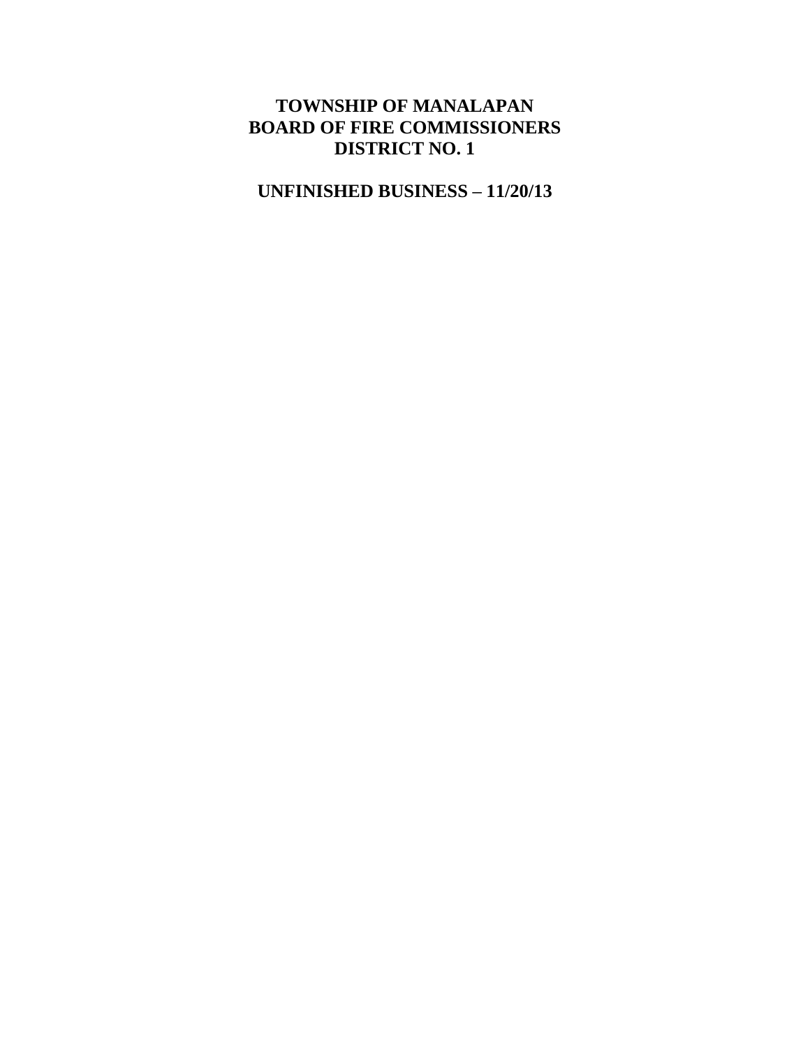# TOWNSHIP OF MANALAPAN
# BOARD OF FIRE COMMISSIONERS
# DISTRICT NO. 1

## UNFINISHED BUSINESS – 11/20/13